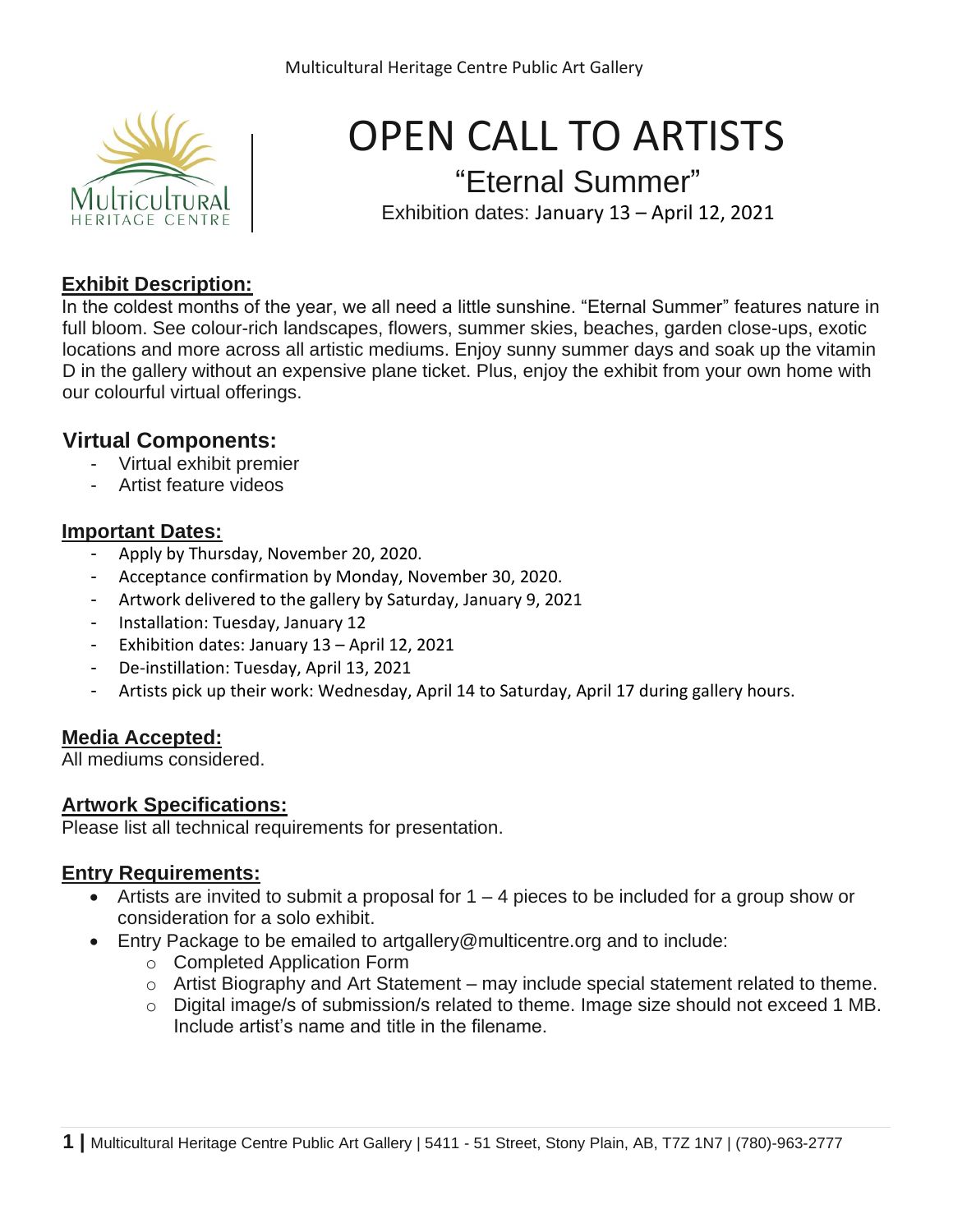Multicultural Heritage Centre Public Art Gallery

# OPEN CALL TO ARTISTS

## "Eternal Summer"

Exhibition dates: January 13 – April 12, 2021

### Exhibit Description:

In the coldest months of the year, we all need a little sunshine. "Eternal Summer" features nature in full bloom. See colour-rich landscapes, flowers, summer skies, beaches, garden close-ups, exotic locations and more across all artistic mediums. Enjoy sunny summer days and soak up the vitamin D in the gallery without an expensive plane ticket. Plus, enjoy the exhibit from your own home with our colourful virtual offerings.

### Virtual Components:

- Virtual exhibit premier
- Artist feature videos

### Important Dates:

- Apply by Thursday, November 20, 2020.
- Acceptance confirmation by Monday, November 30, 2020.
- Artwork delivered to the gallery by Saturday, January 9, 2021
- Installation: Tuesday, January 12
- Exhibition dates: January 13 – April 12, 2021
- De-instillation: Tuesday, April 13, 2021
- Artists pick up their work: Wednesday, April 14 to Saturday, April 17 during gallery hours.

### Media Accepted:

All mediums considered.

### Artwork Specifications:

Please list all technical requirements for presentation.

### Entry Requirements:

- Artists are invited to submit a proposal for 1 – 4 pieces to be included for a group show or consideration for a solo exhibit.
- Entry Package to be emailed to artgallery@multicentre.org and to include:
    - Completed Application Form
    - Artist Biography and Art Statement – may include special statement related to theme.
    - Digital image/s of submission/s related to theme. Image size should not exceed 1 MB. Include artist's name and title in the filename.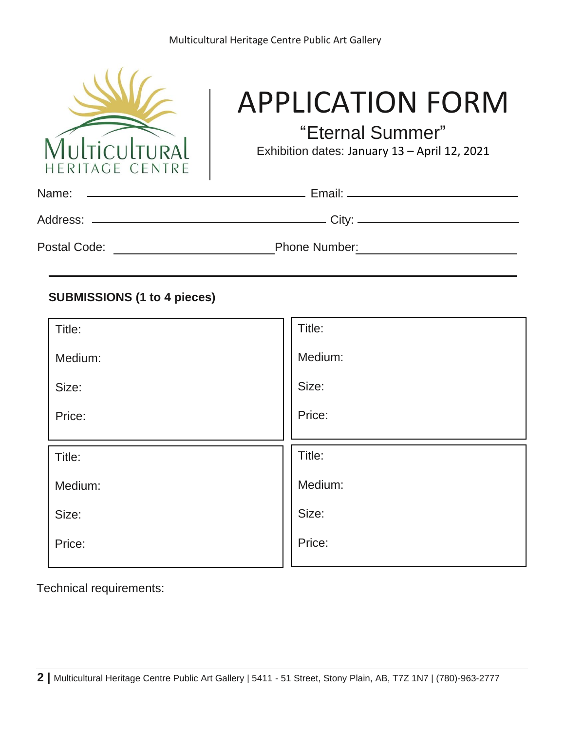# APPLICATION FORM

## "Eternal Summer"

Exhibition dates: January 13 – April 12, 2021

Name: ______________________ Email: ______________________

Address: ______________________ City: ______________________

Postal Code: ______________________ Phone Number: ______________________

---

**SUBMISSIONS (1 to 4 pieces)**

| | |
|---|---|
| Title:<br>Medium:<br>Size:<br>Price: | Title:<br>Medium:<br>Size:<br>Price: |
| Title:<br>Medium:<br>Size:<br>Price: | Title:<br>Medium:<br>Size:<br>Price: |

Technical requirements: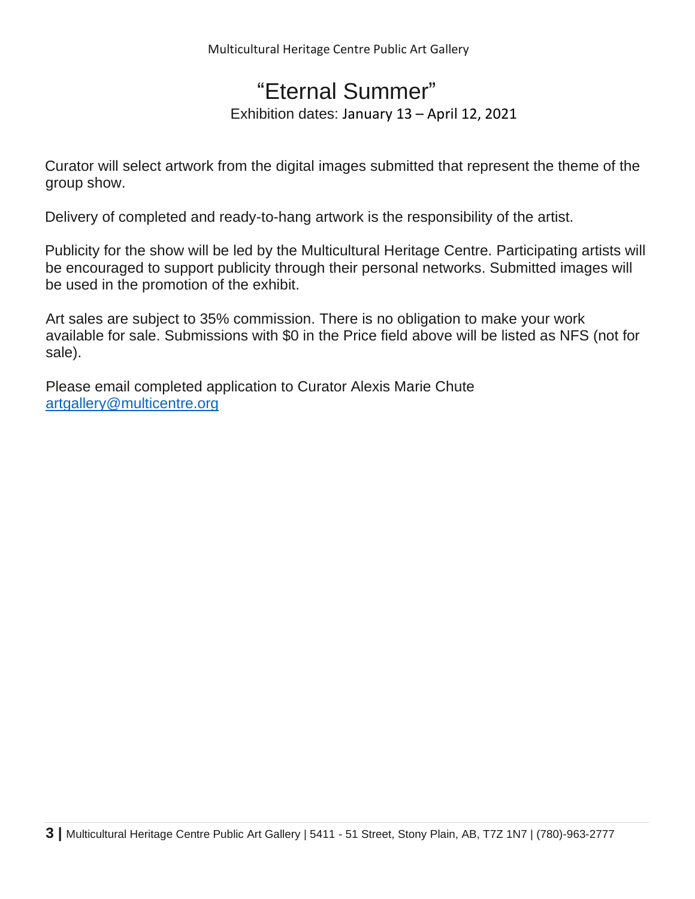# "Eternal Summer"

Exhibition dates: January 13 – April 12, 2021

Curator will select artwork from the digital images submitted that represent the theme of the group show.

Delivery of completed and ready-to-hang artwork is the responsibility of the artist.

Publicity for the show will be led by the Multicultural Heritage Centre. Participating artists will be encouraged to support publicity through their personal networks. Submitted images will be used in the promotion of the exhibit.

Art sales are subject to 35% commission. There is no obligation to make your work available for sale. Submissions with $0 in the Price field above will be listed as NFS (not for sale).

Please email completed application to Curator Alexis Marie Chute
artgallery@multicentre.org